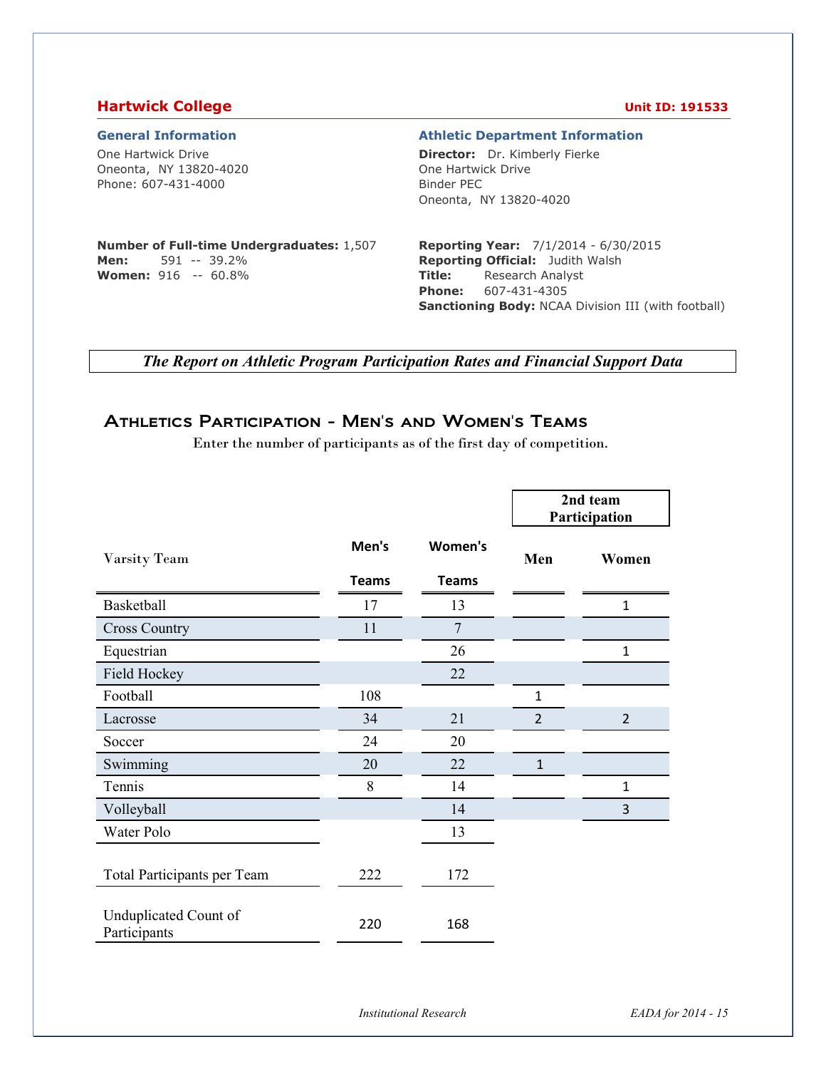## Hartwick College

**Unit ID: 191533**

### General Information

One Hartwick Drive
Oneonta, NY 13820-4020
Phone: 607-431-4000

**Number of Full-time Undergraduates:** 1,507
**Men:** 591 -- 39.2%
**Women:** 916 -- 60.8%

### Athletic Department Information

**Director:** Dr. Kimberly Fierke
One Hartwick Drive
Binder PEC
Oneonta, NY 13820-4020

**Reporting Year:** 7/1/2014 - 6/30/2015
**Reporting Official:** Judith Walsh
**Title:** Research Analyst
**Phone:** 607-431-4305
**Sanctioning Body:** NCAA Division III (with football)

***The Report on Athletic Program Participation Rates and Financial Support Data***

## Athletics Participation - Men's and Women's Teams

Enter the number of participants as of the first day of competition.

| Varsity Team | Men's Teams | Women's Teams | 2nd team Participation Men | 2nd team Participation Women |
|---|---|---|---|---|
| Basketball | 17 | 13 | | 1 |
| Cross Country | 11 | 7 | | |
| Equestrian | | 26 | | 1 |
| Field Hockey | | 22 | | |
| Football | 108 | | 1 | |
| Lacrosse | 34 | 21 | 2 | 2 |
| Soccer | 24 | 20 | | |
| Swimming | 20 | 22 | 1 | |
| Tennis | 8 | 14 | | 1 |
| Volleyball | | 14 | | 3 |
| Water Polo | | 13 | | |
| Total Participants per Team | 222 | 172 | | |
| Unduplicated Count of Participants | 220 | 168 | | |

*Institutional Research* *EADA for 2014 - 15*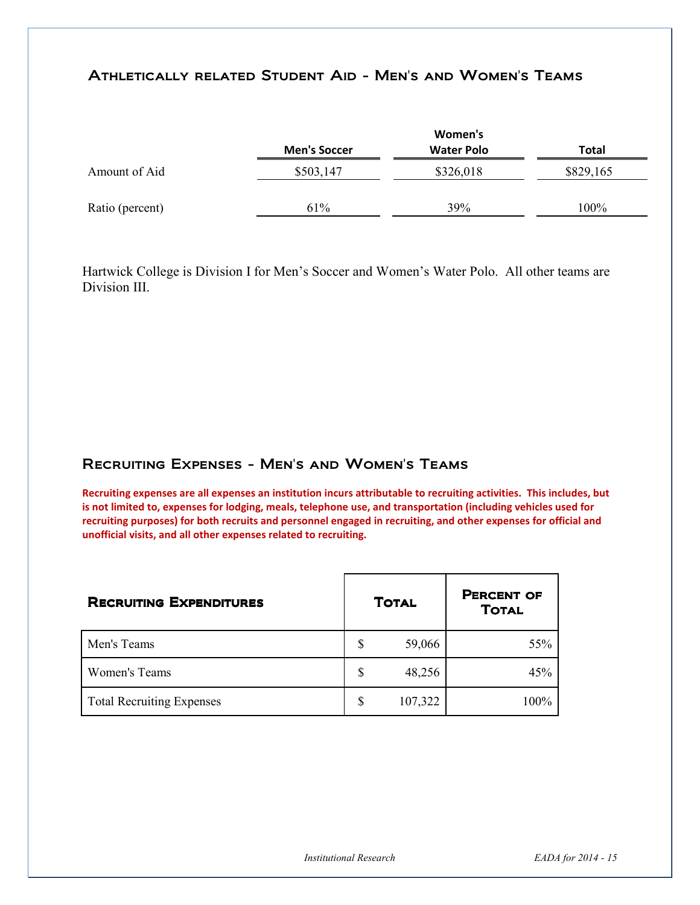## Athletically related Student Aid - Men's and Women's Teams

| | Men's Soccer | Women's Water Polo | Total |
|---|---|---|---|
| Amount of Aid | $503,147 | $326,018 | $829,165 |
| Ratio (percent) | 61% | 39% | 100% |

Hartwick College is Division I for Men's Soccer and Women's Water Polo. All other teams are Division III.

## Recruiting Expenses - Men's and Women's Teams

**Recruiting expenses are all expenses an institution incurs attributable to recruiting activities. This includes, but is not limited to, expenses for lodging, meals, telephone use, and transportation (including vehicles used for recruiting purposes) for both recruits and personnel engaged in recruiting, and other expenses for official and unofficial visits, and all other expenses related to recruiting.**

| Recruiting Expenditures | Total | Percent of Total |
|---|---|---|
| Men's Teams | $ 59,066 | 55% |
| Women's Teams | $ 48,256 | 45% |
| Total Recruiting Expenses | $ 107,322 | 100% |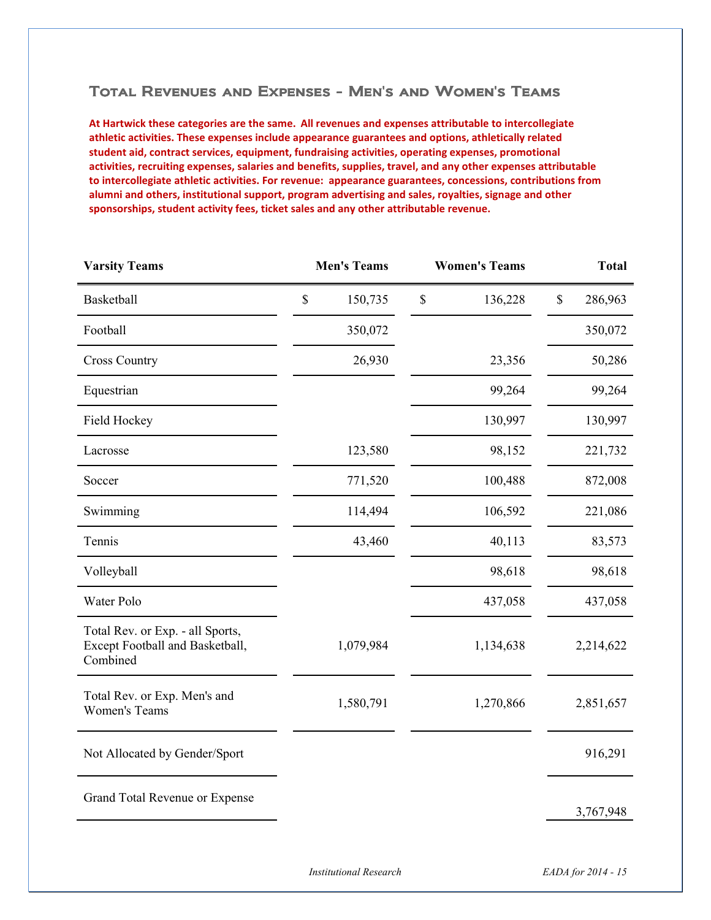## Total Revenues and Expenses - Men's and Women's Teams

**At Hartwick these categories are the same. All revenues and expenses attributable to intercollegiate athletic activities. These expenses include appearance guarantees and options, athletically related student aid, contract services, equipment, fundraising activities, operating expenses, promotional activities, recruiting expenses, salaries and benefits, supplies, travel, and any other expenses attributable to intercollegiate athletic activities. For revenue: appearance guarantees, concessions, contributions from alumni and others, institutional support, program advertising and sales, royalties, signage and other sponsorships, student activity fees, ticket sales and any other attributable revenue.**

| Varsity Teams | Men's Teams | Women's Teams | Total |
|---|---|---|---|
| Basketball | $ 150,735 | $ 136,228 | $ 286,963 |
| Football | 350,072 | | 350,072 |
| Cross Country | 26,930 | 23,356 | 50,286 |
| Equestrian | | 99,264 | 99,264 |
| Field Hockey | | 130,997 | 130,997 |
| Lacrosse | 123,580 | 98,152 | 221,732 |
| Soccer | 771,520 | 100,488 | 872,008 |
| Swimming | 114,494 | 106,592 | 221,086 |
| Tennis | 43,460 | 40,113 | 83,573 |
| Volleyball | | 98,618 | 98,618 |
| Water Polo | | 437,058 | 437,058 |
| Total Rev. or Exp. - all Sports, Except Football and Basketball, Combined | 1,079,984 | 1,134,638 | 2,214,622 |
| Total Rev. or Exp. Men's and Women's Teams | 1,580,791 | 1,270,866 | 2,851,657 |
| Not Allocated by Gender/Sport | | | 916,291 |
| Grand Total Revenue or Expense | | | 3,767,948 |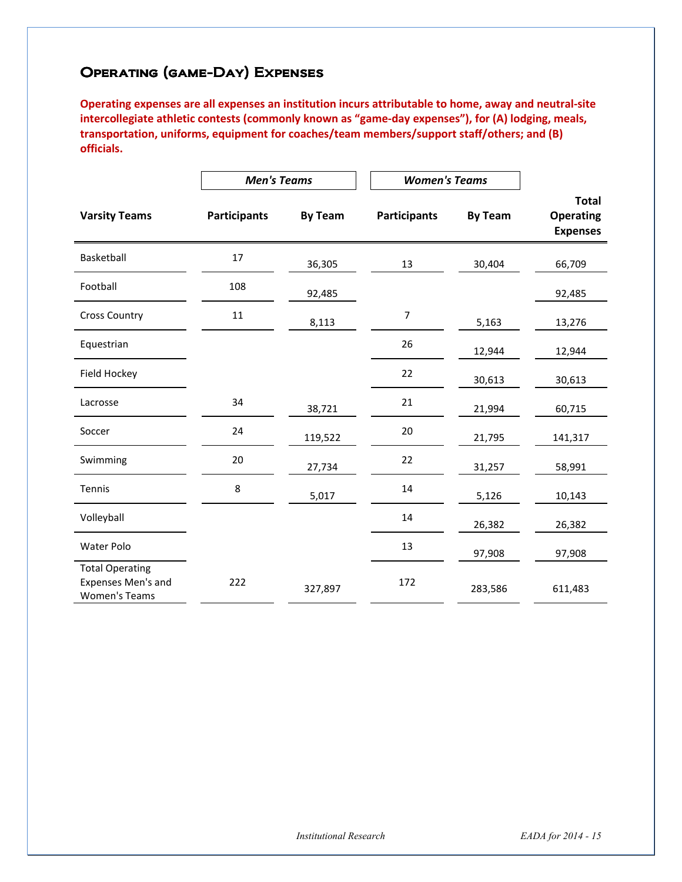## Operating (game-Day) Expenses

**Operating expenses are all expenses an institution incurs attributable to home, away and neutral-site intercollegiate athletic contests (commonly known as "game-day expenses"), for (A) lodging, meals, transportation, uniforms, equipment for coaches/team members/support staff/others; and (B) officials.**

| | *Men's Teams* | | *Women's Teams* | | |
|---|---|---|---|---|---|
| **Varsity Teams** | **Participants** | **By Team** | **Participants** | **By Team** | **Total Operating Expenses** |
| Basketball | 17 | 36,305 | 13 | 30,404 | 66,709 |
| Football | 108 | 92,485 | | | 92,485 |
| Cross Country | 11 | 8,113 | 7 | 5,163 | 13,276 |
| Equestrian | | | 26 | 12,944 | 12,944 |
| Field Hockey | | | 22 | 30,613 | 30,613 |
| Lacrosse | 34 | 38,721 | 21 | 21,994 | 60,715 |
| Soccer | 24 | 119,522 | 20 | 21,795 | 141,317 |
| Swimming | 20 | 27,734 | 22 | 31,257 | 58,991 |
| Tennis | 8 | 5,017 | 14 | 5,126 | 10,143 |
| Volleyball | | | 14 | 26,382 | 26,382 |
| Water Polo | | | 13 | 97,908 | 97,908 |
| Total Operating Expenses Men's and Women's Teams | 222 | 327,897 | 172 | 283,586 | 611,483 |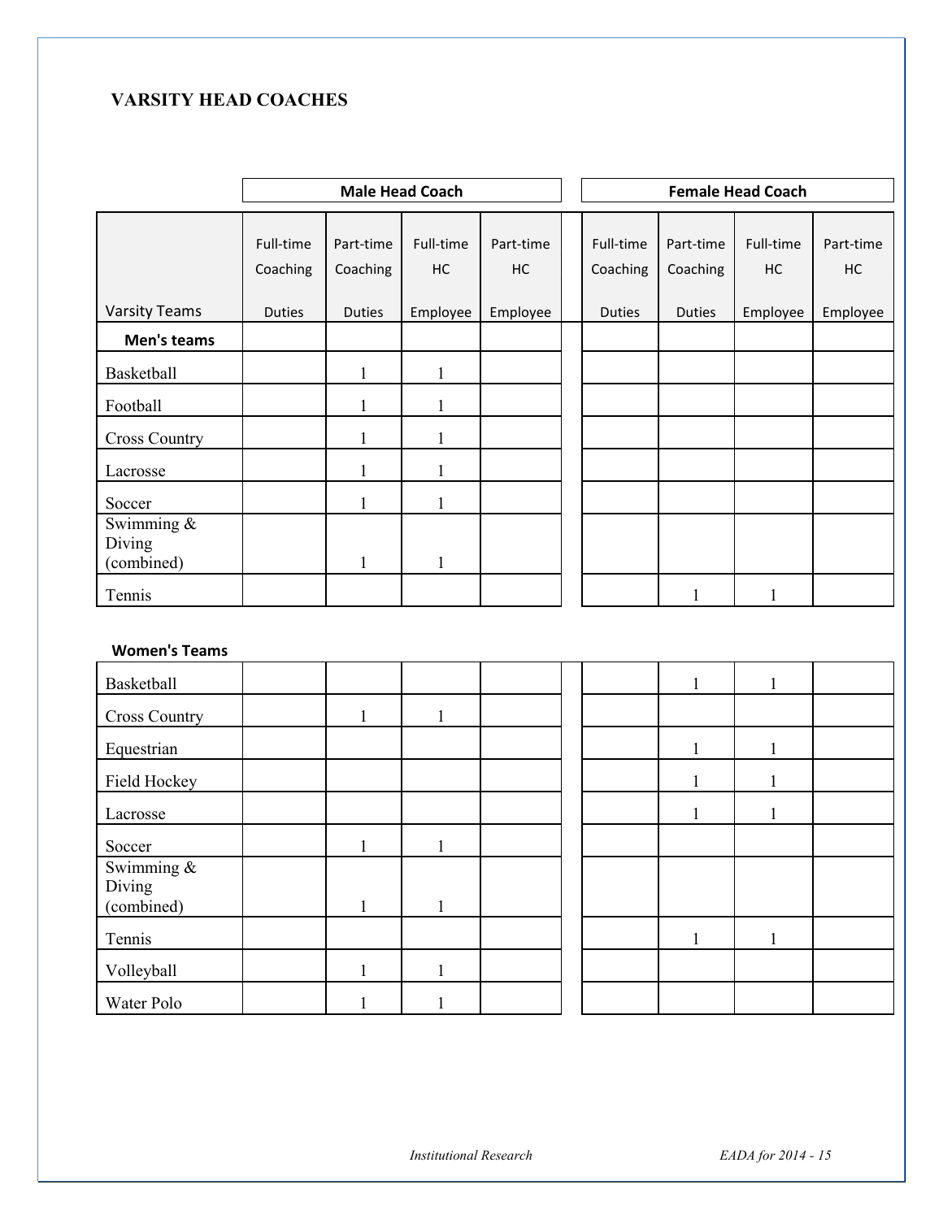## VARSITY HEAD COACHES

| | Male Head Coach | | | | Female Head Coach | | | |
|---|---|---|---|---|---|---|---|---|
| Varsity Teams | Full-time Coaching Duties | Part-time Coaching Duties | Full-time HC Employee | Part-time HC Employee | Full-time Coaching Duties | Part-time Coaching Duties | Full-time HC Employee | Part-time HC Employee |
| **Men's teams** | | | | | | | | |
| Basketball | | 1 | 1 | | | | | |
| Football | | 1 | 1 | | | | | |
| Cross Country | | 1 | 1 | | | | | |
| Lacrosse | | 1 | 1 | | | | | |
| Soccer | | 1 | 1 | | | | | |
| Swimming & Diving (combined) | | 1 | 1 | | | | | |
| Tennis | | | | | | 1 | 1 | |
| **Women's Teams** | | | | | | | | |
| Basketball | | | | | | 1 | 1 | |
| Cross Country | | 1 | 1 | | | | | |
| Equestrian | | | | | | 1 | 1 | |
| Field Hockey | | | | | | 1 | 1 | |
| Lacrosse | | | | | | 1 | 1 | |
| Soccer | | 1 | 1 | | | | | |
| Swimming & Diving (combined) | | 1 | 1 | | | | | |
| Tennis | | | | | | 1 | 1 | |
| Volleyball | | 1 | 1 | | | | | |
| Water Polo | | 1 | 1 | | | | | |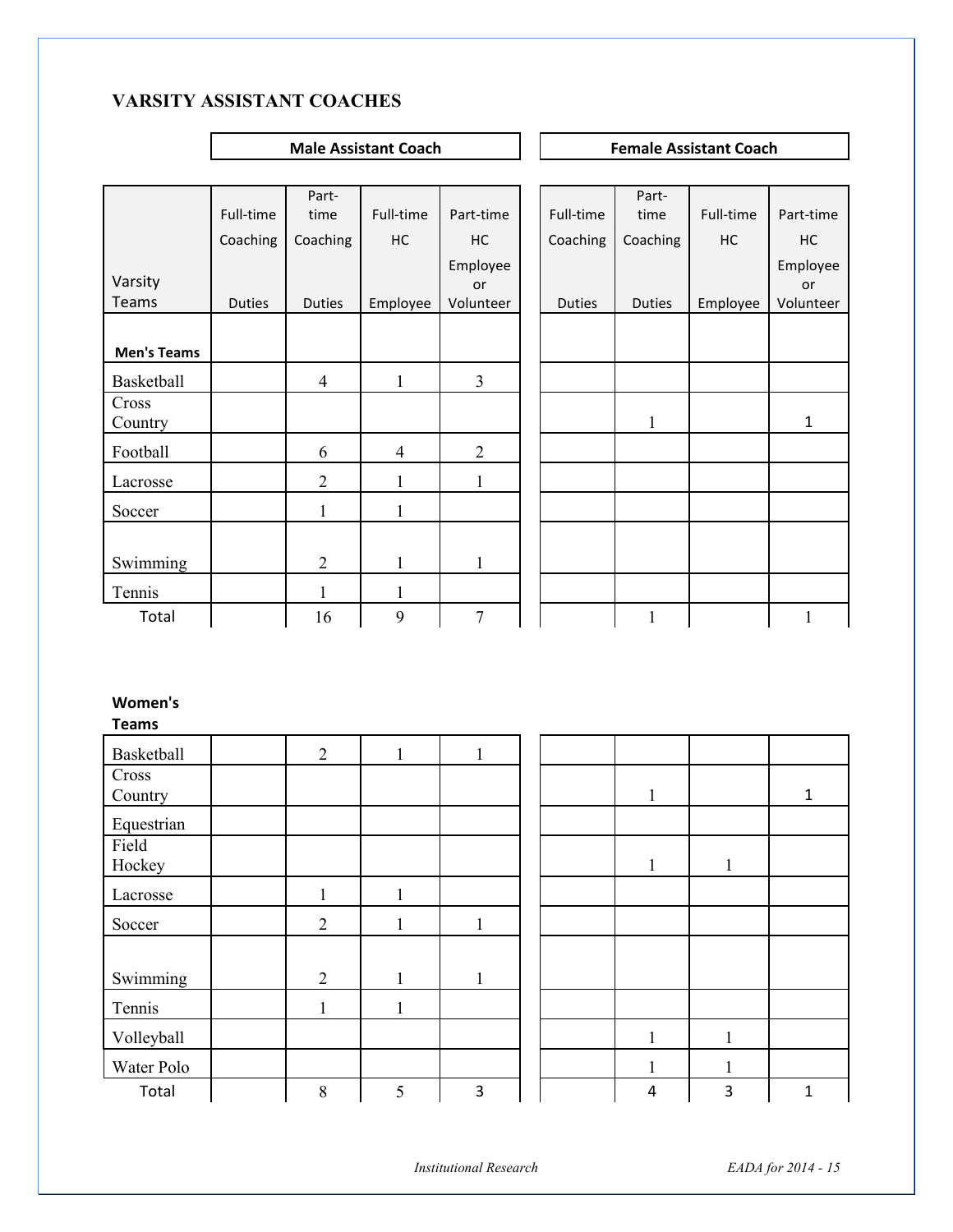## VARSITY ASSISTANT COACHES

| Varsity Teams | Male Assistant Coach | | | | Female Assistant Coach | | | |
|---|---|---|---|---|---|---|---|---|
| | Full-time Coaching Duties | Part-time Coaching Duties | Full-time HC Employee | Part-time HC Employee or Volunteer | Full-time Coaching Duties | Part-time Coaching Duties | Full-time HC Employee | Part-time HC Employee or Volunteer |
| **Men's Teams** | | | | | | | | |
| Basketball | | 4 | 1 | 3 | | | | |
| Cross Country | | | | | | 1 | | 1 |
| Football | | 6 | 4 | 2 | | | | |
| Lacrosse | | 2 | 1 | 1 | | | | |
| Soccer | | 1 | 1 | | | | | |
| Swimming | | 2 | 1 | 1 | | | | |
| Tennis | | 1 | 1 | | | | | |
| Total | | 16 | 9 | 7 | | 1 | | 1 |

| Varsity Teams | Male Assistant Coach | | | | Female Assistant Coach | | | |
|---|---|---|---|---|---|---|---|---|
| | Full-time Coaching Duties | Part-time Coaching Duties | Full-time HC Employee | Part-time HC Employee or Volunteer | Full-time Coaching Duties | Part-time Coaching Duties | Full-time HC Employee | Part-time HC Employee or Volunteer |
| **Women's Teams** | | | | | | | | |
| Basketball | | 2 | 1 | 1 | | | | |
| Cross Country | | | | | | 1 | | 1 |
| Equestrian | | | | | | | | |
| Field Hockey | | | | | | 1 | 1 | |
| Lacrosse | | 1 | 1 | | | | | |
| Soccer | | 2 | 1 | 1 | | | | |
| Swimming | | 2 | 1 | 1 | | | | |
| Tennis | | 1 | 1 | | | | | |
| Volleyball | | | | | | 1 | 1 | |
| Water Polo | | | | | | 1 | 1 | |
| Total | | 8 | 5 | 3 | | 4 | 3 | 1 |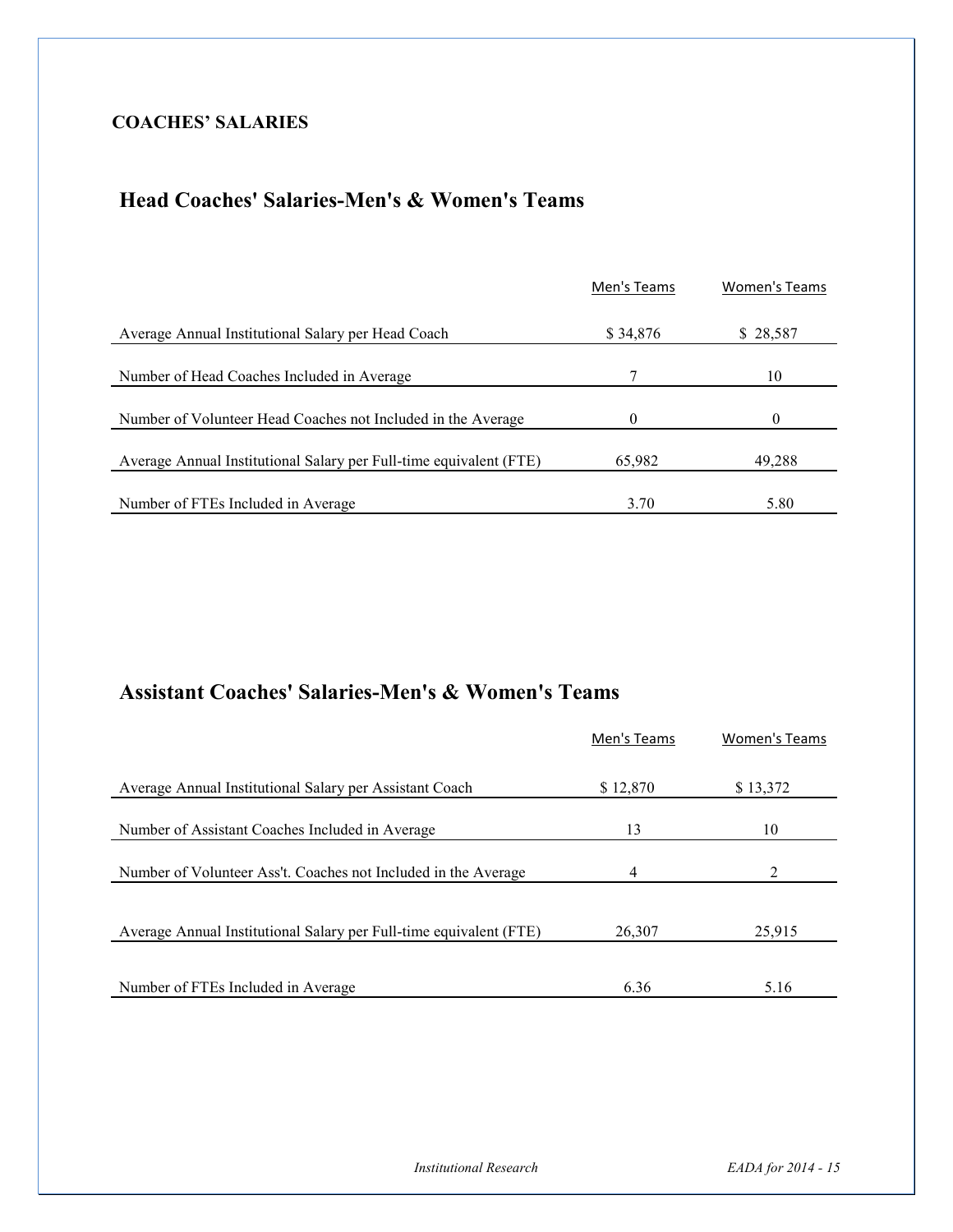**COACHES' SALARIES**

## Head Coaches' Salaries-Men's & Women's Teams

| | Men's Teams | Women's Teams |
|---|---|---|
| Average Annual Institutional Salary per Head Coach | $ 34,876 | $ 28,587 |
| Number of Head Coaches Included in Average | 7 | 10 |
| Number of Volunteer Head Coaches not Included in the Average | 0 | 0 |
| Average Annual Institutional Salary per Full-time equivalent (FTE) | 65,982 | 49,288 |
| Number of FTEs Included in Average | 3.70 | 5.80 |

## Assistant Coaches' Salaries-Men's & Women's Teams

| | Men's Teams | Women's Teams |
|---|---|---|
| Average Annual Institutional Salary per Assistant Coach | $ 12,870 | $ 13,372 |
| Number of Assistant Coaches Included in Average | 13 | 10 |
| Number of Volunteer Ass't. Coaches not Included in the Average | 4 | 2 |
| Average Annual Institutional Salary per Full-time equivalent (FTE) | 26,307 | 25,915 |
| Number of FTEs Included in Average | 6.36 | 5.16 |